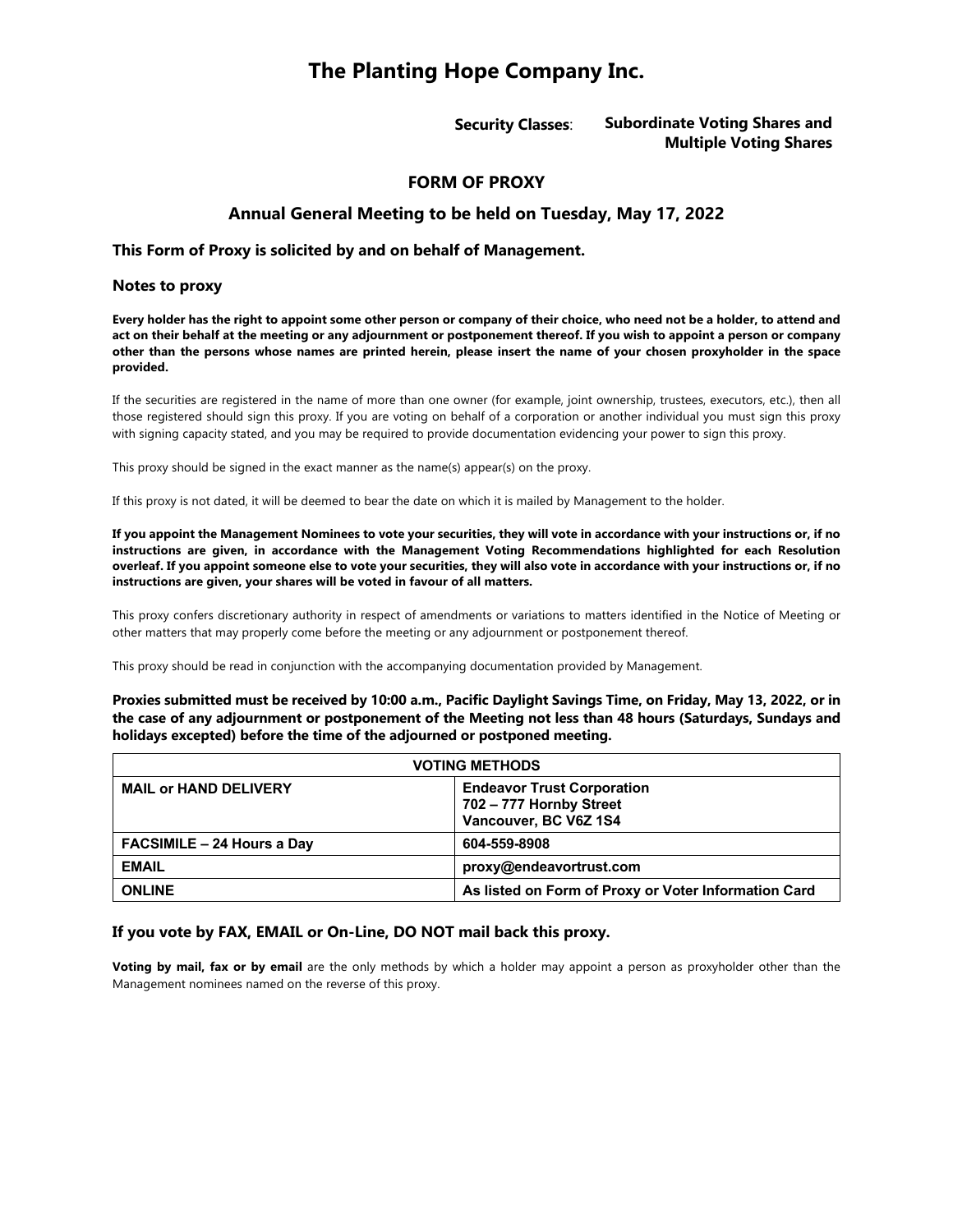# The Planting Hope Company Inc.

**Security Classes**: **Subordinate Voting Shares and Multiple Voting Shares**

## FORM OF PROXY

## Annual General Meeting to be held on Tuesday, May 17, 2022

### This Form of Proxy is solicited by and on behalf of Management.

### Notes to proxy

**Every holder has the right to appoint some other person or company of their choice, who need not be a holder, to attend and act on their behalf at the meeting or any adjournment or postponement thereof. If you wish to appoint a person or company other than the persons whose names are printed herein, please insert the name of your chosen proxyholder in the space provided.**

If the securities are registered in the name of more than one owner (for example, joint ownership, trustees, executors, etc.), then all those registered should sign this proxy. If you are voting on behalf of a corporation or another individual you must sign this proxy with signing capacity stated, and you may be required to provide documentation evidencing your power to sign this proxy.

This proxy should be signed in the exact manner as the name(s) appear(s) on the proxy.

If this proxy is not dated, it will be deemed to bear the date on which it is mailed by Management to the holder.

**If you appoint the Management Nominees to vote your securities, they will vote in accordance with your instructions or, if no instructions are given, in accordance with the Management Voting Recommendations highlighted for each Resolution overleaf. If you appoint someone else to vote your securities, they will also vote in accordance with your instructions or, if no instructions are given, your shares will be voted in favour of all matters.**

This proxy confers discretionary authority in respect of amendments or variations to matters identified in the Notice of Meeting or other matters that may properly come before the meeting or any adjournment or postponement thereof.

This proxy should be read in conjunction with the accompanying documentation provided by Management.

**Proxies submitted must be received by 10:00 a.m., Pacific Daylight Savings Time, on Friday, May 13, 2022, or in the case of any adjournment or postponement of the Meeting not less than 48 hours (Saturdays, Sundays and holidays excepted) before the time of the adjourned or postponed meeting.**

| VOTING METHODS | |
|---|---|
| **MAIL or HAND DELIVERY** | **Endeavor Trust Corporation**<br>**702 – 777 Hornby Street**<br>**Vancouver, BC V6Z 1S4** |
| **FACSIMILE – 24 Hours a Day** | **604-559-8908** |
| **EMAIL** | **proxy@endeavortrust.com** |
| **ONLINE** | **As listed on Form of Proxy or Voter Information Card** |

### If you vote by FAX, EMAIL or On-Line, DO NOT mail back this proxy.

**Voting by mail, fax or by email** are the only methods by which a holder may appoint a person as proxyholder other than the Management nominees named on the reverse of this proxy.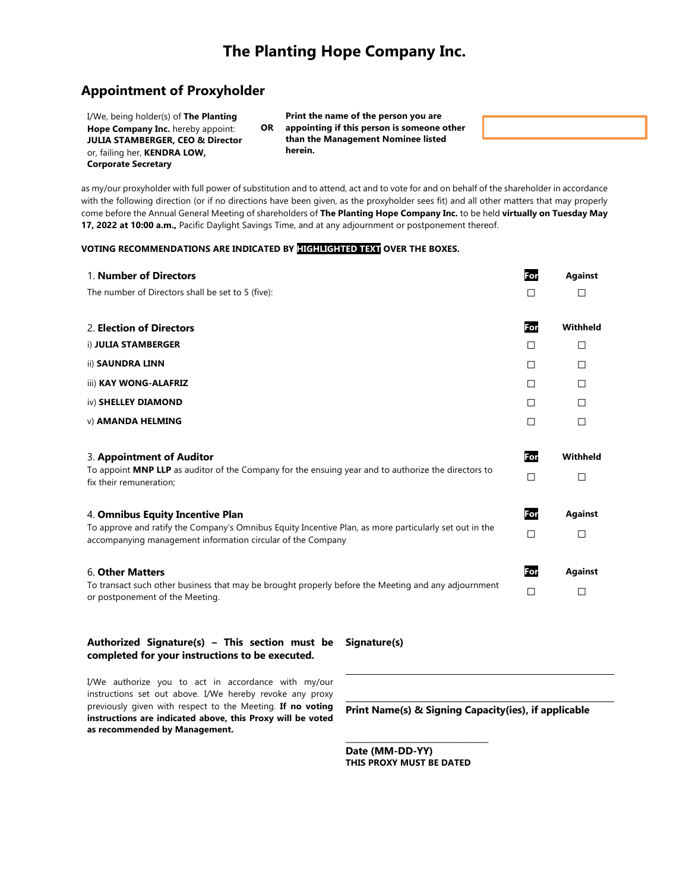# The Planting Hope Company Inc.

## Appointment of Proxyholder

I/We, being holder(s) of **The Planting Hope Company Inc.** hereby appoint: **JULIA STAMBERGER, CEO & Director** or, failing her, **KENDRA LOW, Corporate Secretary**

**OR**

**Print the name of the person you are appointing if this person is someone other than the Management Nominee listed herein.**

as my/our proxyholder with full power of substitution and to attend, act and to vote for and on behalf of the shareholder in accordance with the following direction (or if no directions have been given, as the proxyholder sees fit) and all other matters that may properly come before the Annual General Meeting of shareholders of **The Planting Hope Company Inc.** to be held **virtually on Tuesday May 17, 2022 at 10:00 a.m.,** Pacific Daylight Savings Time, and at any adjournment or postponement thereof.

**VOTING RECOMMENDATIONS ARE INDICATED BY HIGHLIGHTED TEXT OVER THE BOXES.**

| | For | Against |
|---|---|---|
| 1. **Number of Directors** | | |
| The number of Directors shall be set to 5 (five): | ☐ | ☐ |

| | For | Withheld |
|---|---|---|
| 2. **Election of Directors** | | |
| i) **JULIA STAMBERGER** | ☐ | ☐ |
| ii) **SAUNDRA LINN** | ☐ | ☐ |
| iii) **KAY WONG-ALAFRIZ** | ☐ | ☐ |
| iv) **SHELLEY DIAMOND** | ☐ | ☐ |
| v) **AMANDA HELMING** | ☐ | ☐ |

| | For | Withheld |
|---|---|---|
| 3. **Appointment of Auditor** | | |
| To appoint **MNP LLP** as auditor of the Company for the ensuing year and to authorize the directors to fix their remuneration; | ☐ | ☐ |

| | For | Against |
|---|---|---|
| 4. **Omnibus Equity Incentive Plan** | | |
| To approve and ratify the Company's Omnibus Equity Incentive Plan, as more particularly set out in the accompanying management information circular of the Company | ☐ | ☐ |

| | For | Against |
|---|---|---|
| 6. **Other Matters** | | |
| To transact such other business that may be brought properly before the Meeting and any adjournment or postponement of the Meeting. | ☐ | ☐ |

**Authorized Signature(s) – This section must be completed for your instructions to be executed.**

I/We authorize you to act in accordance with my/our instructions set out above. I/We hereby revoke any proxy previously given with respect to the Meeting. **If no voting instructions are indicated above, this Proxy will be voted as recommended by Management.**

**Signature(s)**

\_\_\_\_\_\_\_\_\_\_\_\_\_\_\_\_\_\_\_\_\_\_\_\_\_\_\_\_\_\_\_\_

**Print Name(s) & Signing Capacity(ies), if applicable**

\_\_\_\_\_\_\_\_\_\_\_\_\_\_\_\_\_\_\_\_\_\_\_\_\_\_\_\_\_\_\_\_

**Date (MM-DD-YY)**

**THIS PROXY MUST BE DATED**